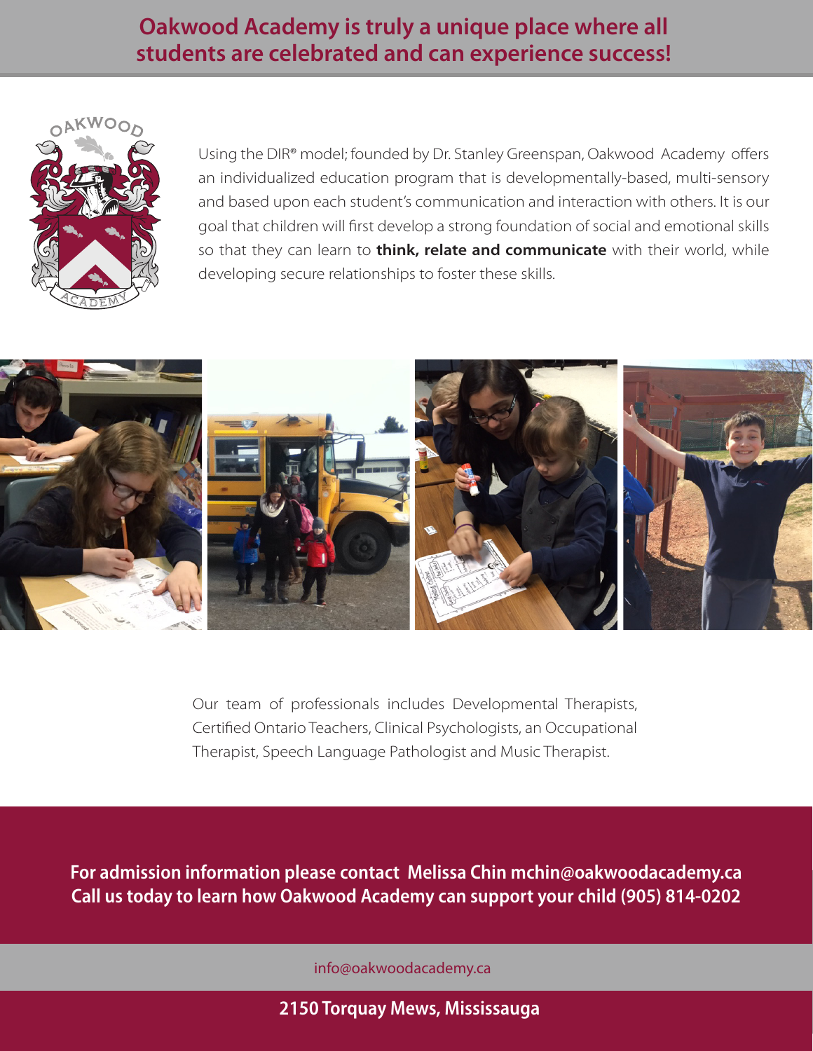# Oakwood Academy is truly a unique place where all students are celebrated and can experience success!

Using the DIR® model; founded by Dr. Stanley Greenspan, Oakwood Academy offers an individualized education program that is developmentally-based, multi-sensory and based upon each student's communication and interaction with others. It is our goal that children will first develop a strong foundation of social and emotional skills so that they can learn to **think, relate and communicate** with their world, while developing secure relationships to foster these skills.

Our team of professionals includes Developmental Therapists, Certified Ontario Teachers, Clinical Psychologists, an Occupational Therapist, Speech Language Pathologist and Music Therapist.

**For admission information please contact Melissa Chin mchin@oakwoodacademy.ca**
**Call us today to learn how Oakwood Academy can support your child (905) 814-0202**

info@oakwoodacademy.ca

**2150 Torquay Mews, Mississauga**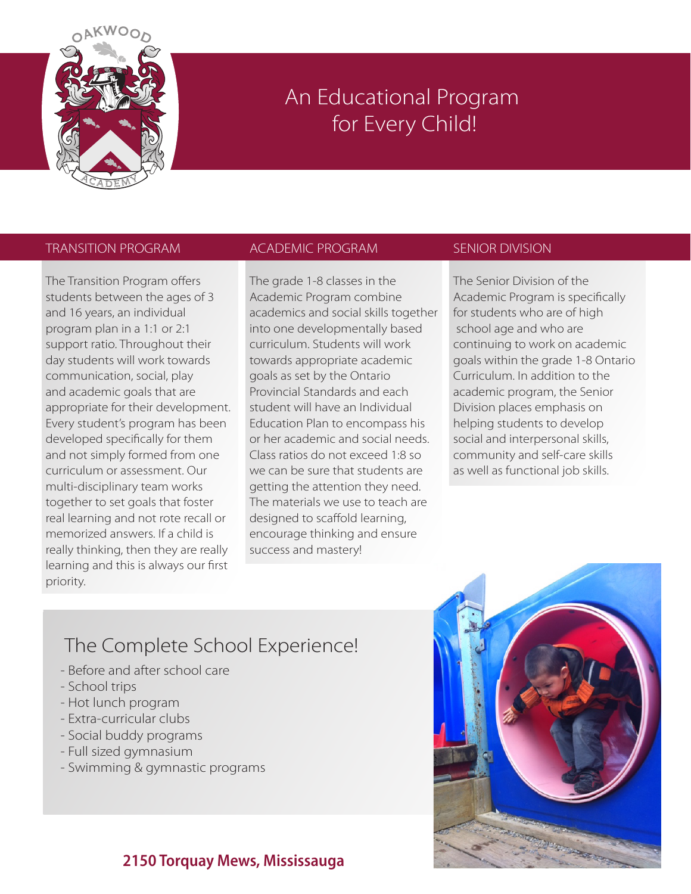# An Educational Program for Every Child!

## TRANSITION PROGRAM

The Transition Program offers students between the ages of 3 and 16 years, an individual program plan in a 1:1 or 2:1 support ratio. Throughout their day students will work towards communication, social, play and academic goals that are appropriate for their development. Every student's program has been developed specifically for them and not simply formed from one curriculum or assessment. Our multi-disciplinary team works together to set goals that foster real learning and not rote recall or memorized answers. If a child is really thinking, then they are really learning and this is always our first priority.

## ACADEMIC PROGRAM

The grade 1-8 classes in the Academic Program combine academics and social skills together into one developmentally based curriculum. Students will work towards appropriate academic goals as set by the Ontario Provincial Standards and each student will have an Individual Education Plan to encompass his or her academic and social needs. Class ratios do not exceed 1:8 so we can be sure that students are getting the attention they need. The materials we use to teach are designed to scaffold learning, encourage thinking and ensure success and mastery!

## SENIOR DIVISION

The Senior Division of the Academic Program is specifically for students who are of high school age and who are continuing to work on academic goals within the grade 1-8 Ontario Curriculum. In addition to the academic program, the Senior Division places emphasis on helping students to develop social and interpersonal skills, community and self-care skills as well as functional job skills.

## The Complete School Experience!

- Before and after school care
- School trips
- Hot lunch program
- Extra-curricular clubs
- Social buddy programs
- Full sized gymnasium
- Swimming & gymnastic programs

**2150 Torquay Mews, Mississauga**